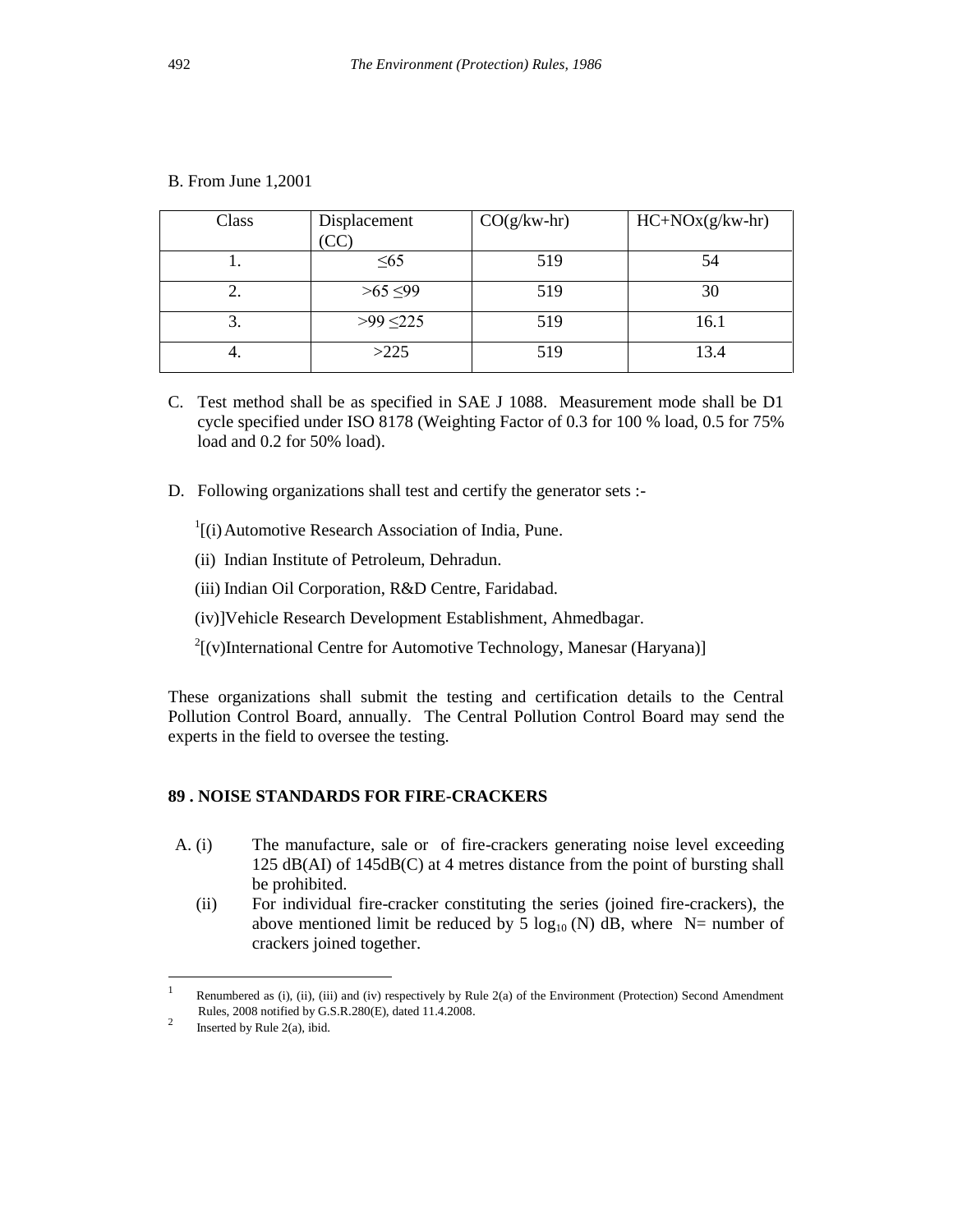B. From June 1,2001

| Class | Displacement (CC) | CO(g/kw-hr) | HC+NOx(g/kw-hr) |
|---|---|---|---|
| 1. | ≤65 | 519 | 54 |
| 2. | >65 ≤99 | 519 | 30 |
| 3. | >99 ≤225 | 519 | 16.1 |
| 4. | >225 | 519 | 13.4 |

C. Test method shall be as specified in SAE J 1088. Measurement mode shall be D1 cycle specified under ISO 8178 (Weighting Factor of 0.3 for 100 % load, 0.5 for 75% load and 0.2 for 50% load).

D. Following organizations shall test and certify the generator sets :-

[1][(i) Automotive Research Association of India, Pune.

(ii) Indian Institute of Petroleum, Dehradun.

(iii) Indian Oil Corporation, R&D Centre, Faridabad.

(iv)]Vehicle Research Development Establishment, Ahmedbagar.

[2][(v)International Centre for Automotive Technology, Manesar (Haryana)]

These organizations shall submit the testing and certification details to the Central Pollution Control Board, annually. The Central Pollution Control Board may send the experts in the field to oversee the testing.

## 89 . NOISE STANDARDS FOR FIRE-CRACKERS

A. (i) The manufacture, sale or of fire-crackers generating noise level exceeding 125 dB(AI) of 145dB(C) at 4 metres distance from the point of bursting shall be prohibited.

(ii) For individual fire-cracker constituting the series (joined fire-crackers), the above mentioned limit be reduced by 5 $\log_{10}$ (N) dB, where N= number of crackers joined together.

---

[1] Renumbered as (i), (ii), (iii) and (iv) respectively by Rule 2(a) of the Environment (Protection) Second Amendment Rules, 2008 notified by G.S.R.280(E), dated 11.4.2008.

[2] Inserted by Rule 2(a), ibid.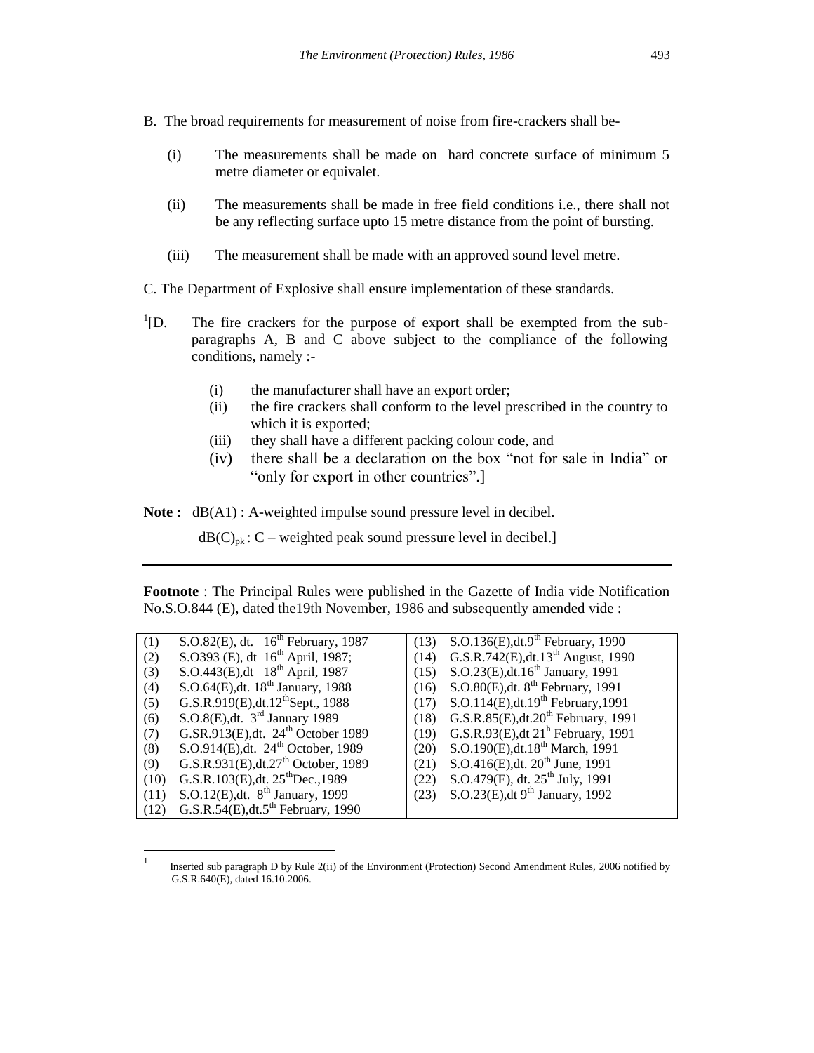B. The broad requirements for measurement of noise from fire-crackers shall be-

(i) The measurements shall be made on hard concrete surface of minimum 5 metre diameter or equivalet.

(ii) The measurements shall be made in free field conditions i.e., there shall not be any reflecting surface upto 15 metre distance from the point of bursting.

(iii) The measurement shall be made with an approved sound level metre.

C. The Department of Explosive shall ensure implementation of these standards.

[1][D. The fire crackers for the purpose of export shall be exempted from the sub-paragraphs A, B and C above subject to the compliance of the following conditions, namely :-

(i) the manufacturer shall have an export order;
(ii) the fire crackers shall conform to the level prescribed in the country to which it is exported;
(iii) they shall have a different packing colour code, and
(iv) there shall be a declaration on the box "not for sale in India" or "only for export in other countries".]

**Note :** dB(A1) : A-weighted impulse sound pressure level in decibel.

$dB(C)_{pk}$ : C – weighted peak sound pressure level in decibel.]

---

**Footnote** : The Principal Rules were published in the Gazette of India vide Notification No.S.O.844 (E), dated the19th November, 1986 and subsequently amended vide :

| | | | |
|---|---|---|---|
| (1) | S.O.82(E), dt. 16th February, 1987 | (13) | S.O.136(E),dt.9th February, 1990 |
| (2) | S.O393 (E), dt 16th April, 1987; | (14) | G.S.R.742(E),dt.13th August, 1990 |
| (3) | S.O.443(E),dt 18th April, 1987 | (15) | S.O.23(E),dt.16th January, 1991 |
| (4) | S.O.64(E),dt. 18th January, 1988 | (16) | S.O.80(E),dt. 8th February, 1991 |
| (5) | G.S.R.919(E),dt.12thSept., 1988 | (17) | S.O.114(E),dt.19th February,1991 |
| (6) | S.O.8(E),dt. 3rd January 1989 | (18) | G.S.R.85(E),dt.20th February, 1991 |
| (7) | G.SR.913(E),dt. 24th October 1989 | (19) | G.S.R.93(E),dt 21h February, 1991 |
| (8) | S.O.914(E),dt. 24th October, 1989 | (20) | S.O.190(E),dt.18th March, 1991 |
| (9) | G.S.R.931(E),dt.27th October, 1989 | (21) | S.O.416(E),dt. 20th June, 1991 |
| (10) | G.S.R.103(E),dt. 25thDec.,1989 | (22) | S.O.479(E), dt. 25th July, 1991 |
| (11) | S.O.12(E),dt. 8th January, 1999 | (23) | S.O.23(E),dt 9th January, 1992 |
| (12) | G.S.R.54(E),dt.5th February, 1990 | | |

[1] Inserted sub paragraph D by Rule 2(ii) of the Environment (Protection) Second Amendment Rules, 2006 notified by G.S.R.640(E), dated 16.10.2006.